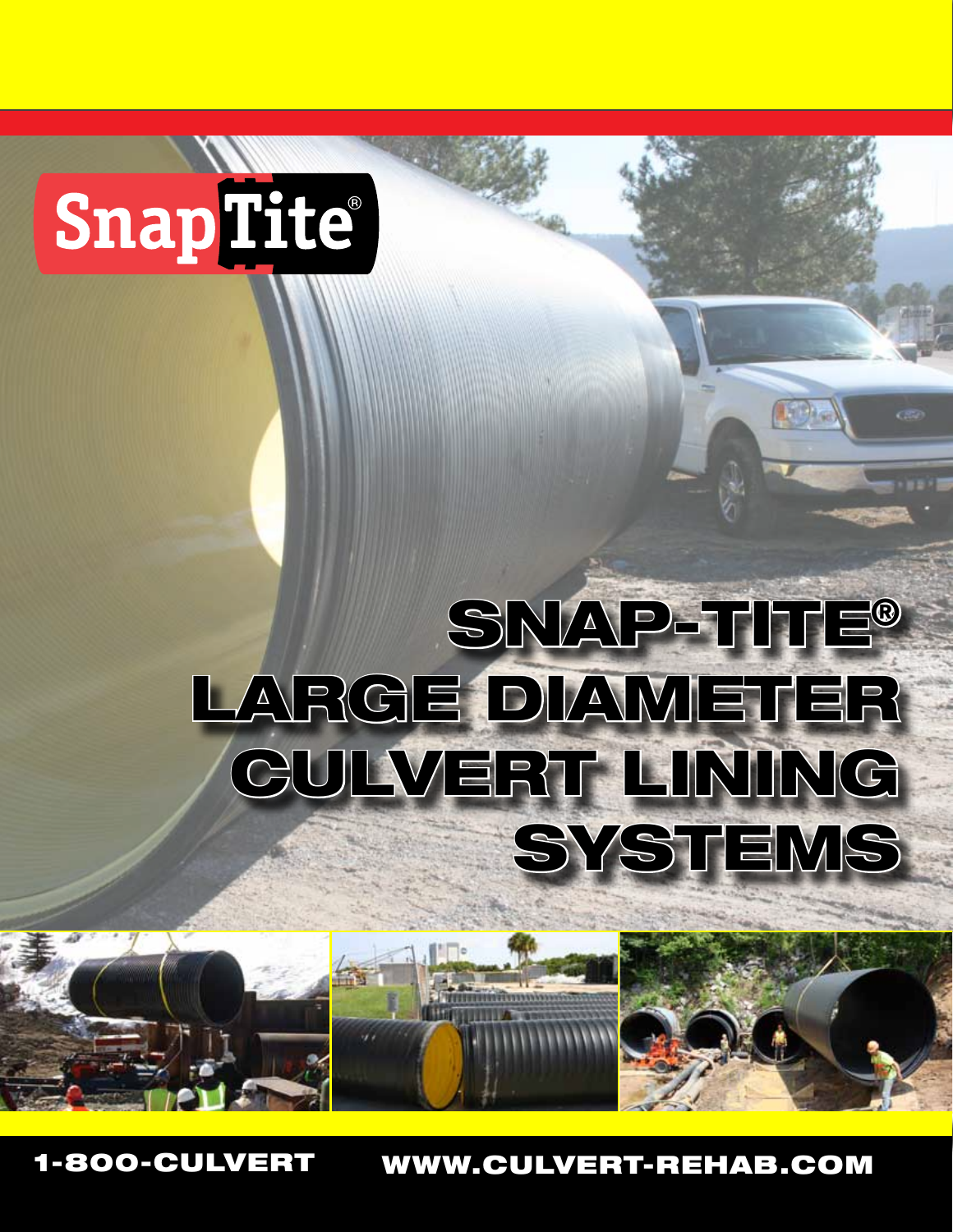SnapTite®

# SNAP-TITE® LARGE DIAMETER CULVERT LINING SYSTEMS

1-800-CULVERT WWW.CULVERT-REHAB.COM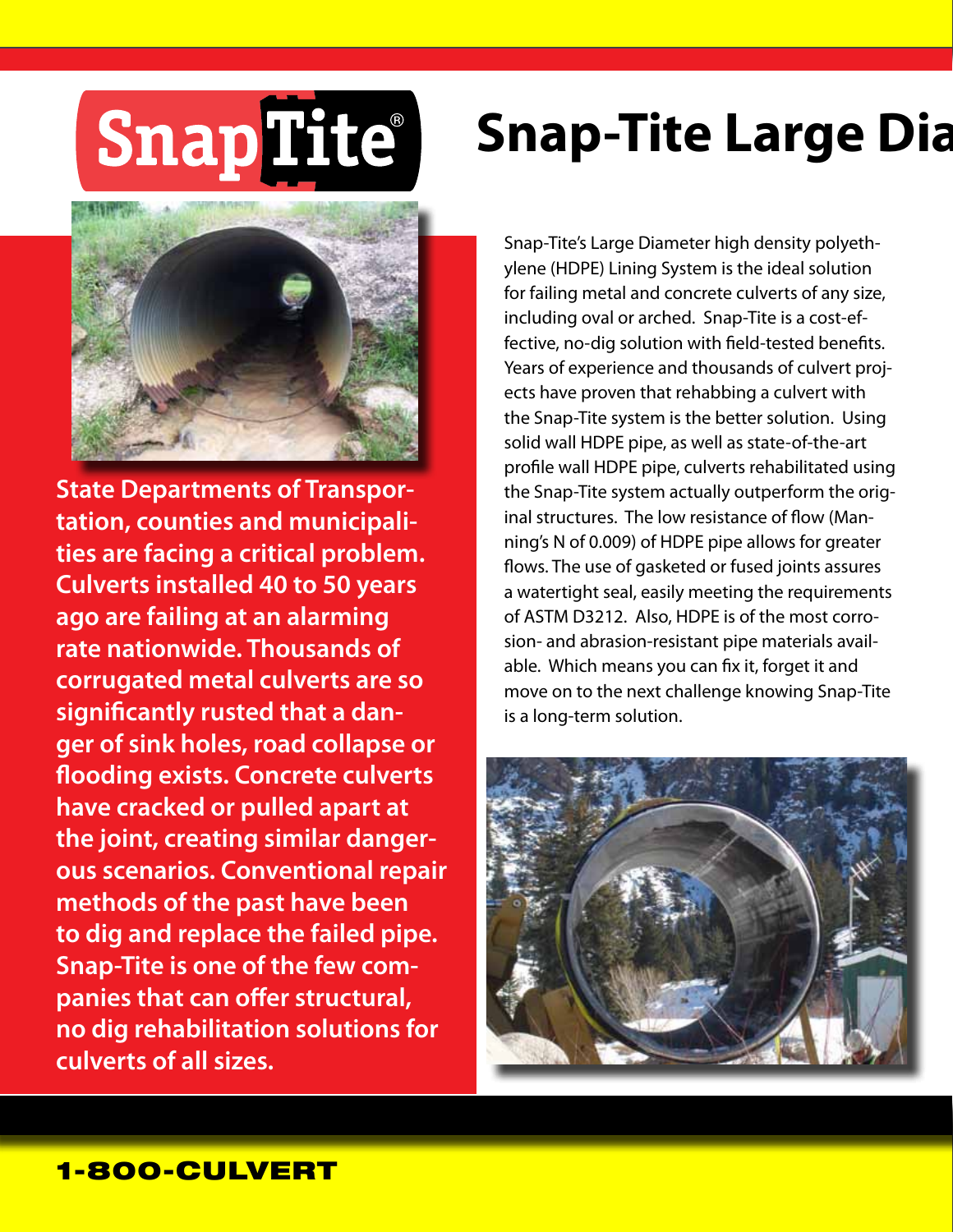# Snap-Tite Large Dia

**State Departments of Transportation, counties and municipalities are facing a critical problem. Culverts installed 40 to 50 years ago are failing at an alarming rate nationwide. Thousands of corrugated metal culverts are so significantly rusted that a danger of sink holes, road collapse or flooding exists. Concrete culverts have cracked or pulled apart at the joint, creating similar dangerous scenarios. Conventional repair methods of the past have been to dig and replace the failed pipe. Snap-Tite is one of the few companies that can offer structural, no dig rehabilitation solutions for culverts of all sizes.**

Snap-Tite's Large Diameter high density polyethylene (HDPE) Lining System is the ideal solution for failing metal and concrete culverts of any size, including oval or arched. Snap-Tite is a cost-effective, no-dig solution with field-tested benefits. Years of experience and thousands of culvert projects have proven that rehabbing a culvert with the Snap-Tite system is the better solution. Using solid wall HDPE pipe, as well as state-of-the-art profile wall HDPE pipe, culverts rehabilitated using the Snap-Tite system actually outperform the original structures. The low resistance of flow (Manning's N of 0.009) of HDPE pipe allows for greater flows. The use of gasketed or fused joints assures a watertight seal, easily meeting the requirements of ASTM D3212. Also, HDPE is of the most corrosion- and abrasion-resistant pipe materials available. Which means you can fix it, forget it and move on to the next challenge knowing Snap-Tite is a long-term solution.

**1-800-CULVERT**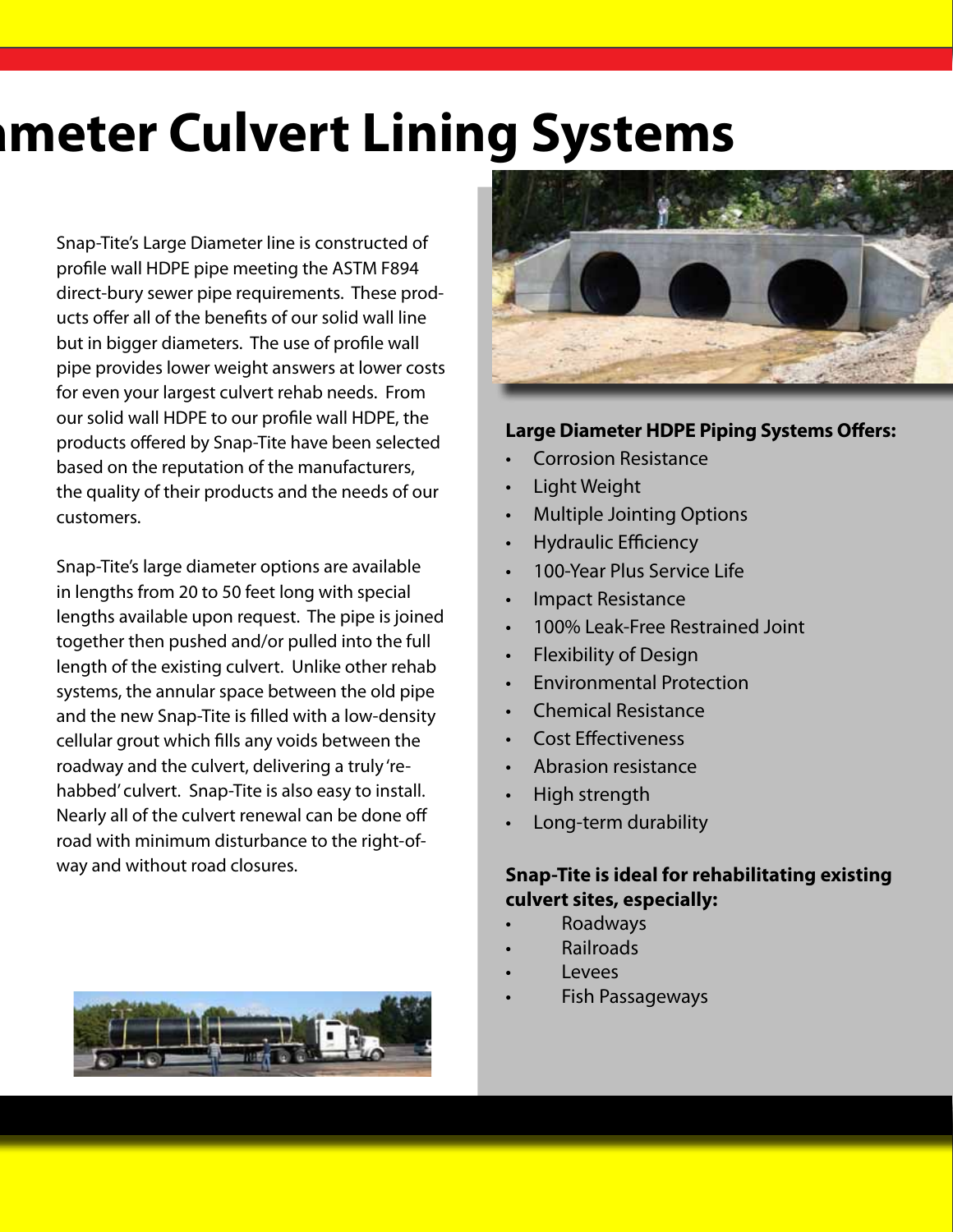# meter Culvert Lining Systems

Snap-Tite's Large Diameter line is constructed of profile wall HDPE pipe meeting the ASTM F894 direct-bury sewer pipe requirements. These products offer all of the benefits of our solid wall line but in bigger diameters. The use of profile wall pipe provides lower weight answers at lower costs for even your largest culvert rehab needs. From our solid wall HDPE to our profile wall HDPE, the products offered by Snap-Tite have been selected based on the reputation of the manufacturers, the quality of their products and the needs of our customers.

Snap-Tite's large diameter options are available in lengths from 20 to 50 feet long with special lengths available upon request. The pipe is joined together then pushed and/or pulled into the full length of the existing culvert. Unlike other rehab systems, the annular space between the old pipe and the new Snap-Tite is filled with a low-density cellular grout which fills any voids between the roadway and the culvert, delivering a truly 're-habbed' culvert. Snap-Tite is also easy to install. Nearly all of the culvert renewal can be done off road with minimum disturbance to the right-of-way and without road closures.

**Large Diameter HDPE Piping Systems Offers:**

- Corrosion Resistance
- Light Weight
- Multiple Jointing Options
- Hydraulic Efficiency
- 100-Year Plus Service Life
- Impact Resistance
- 100% Leak-Free Restrained Joint
- Flexibility of Design
- Environmental Protection
- Chemical Resistance
- Cost Effectiveness
- Abrasion resistance
- High strength
- Long-term durability

**Snap-Tite is ideal for rehabilitating existing culvert sites, especially:**

- Roadways
- Railroads
- Levees
- Fish Passageways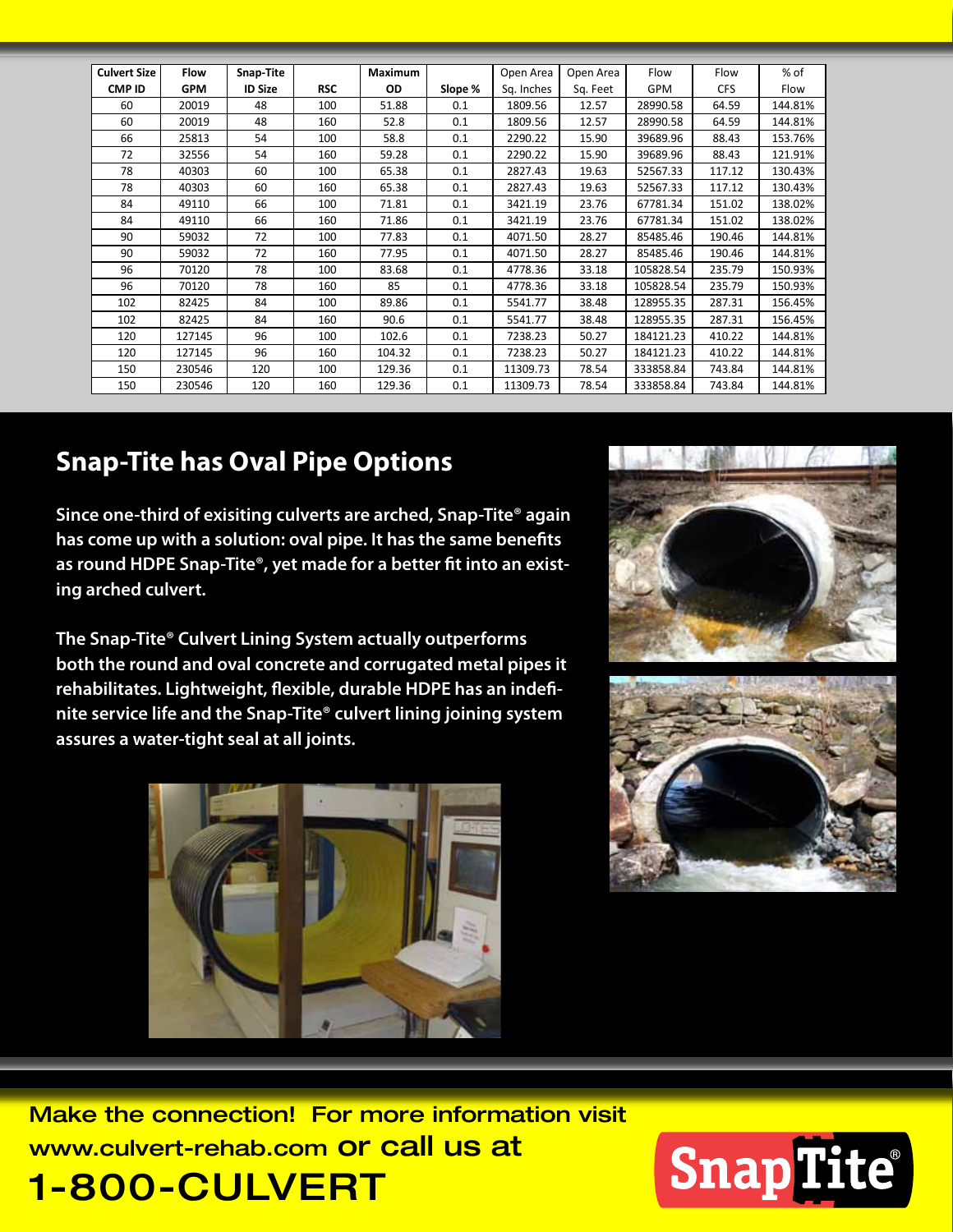| Culvert Size CMP ID | Flow GPM | Snap-Tite ID Size | RSC | Maximum OD | Slope % | Open Area Sq. Inches | Open Area Sq. Feet | Flow GPM | Flow CFS | % of Flow |
|---|---|---|---|---|---|---|---|---|---|---|
| 60 | 20019 | 48 | 100 | 51.88 | 0.1 | 1809.56 | 12.57 | 28990.58 | 64.59 | 144.81% |
| 60 | 20019 | 48 | 160 | 52.8 | 0.1 | 1809.56 | 12.57 | 28990.58 | 64.59 | 144.81% |
| 66 | 25813 | 54 | 100 | 58.8 | 0.1 | 2290.22 | 15.90 | 39689.96 | 88.43 | 153.76% |
| 72 | 32556 | 54 | 160 | 59.28 | 0.1 | 2290.22 | 15.90 | 39689.96 | 88.43 | 121.91% |
| 78 | 40303 | 60 | 100 | 65.38 | 0.1 | 2827.43 | 19.63 | 52567.33 | 117.12 | 130.43% |
| 78 | 40303 | 60 | 160 | 65.38 | 0.1 | 2827.43 | 19.63 | 52567.33 | 117.12 | 130.43% |
| 84 | 49110 | 66 | 100 | 71.81 | 0.1 | 3421.19 | 23.76 | 67781.34 | 151.02 | 138.02% |
| 84 | 49110 | 66 | 160 | 71.86 | 0.1 | 3421.19 | 23.76 | 67781.34 | 151.02 | 138.02% |
| 90 | 59032 | 72 | 100 | 77.83 | 0.1 | 4071.50 | 28.27 | 85485.46 | 190.46 | 144.81% |
| 90 | 59032 | 72 | 160 | 77.95 | 0.1 | 4071.50 | 28.27 | 85485.46 | 190.46 | 144.81% |
| 96 | 70120 | 78 | 100 | 83.68 | 0.1 | 4778.36 | 33.18 | 105828.54 | 235.79 | 150.93% |
| 96 | 70120 | 78 | 160 | 85 | 0.1 | 4778.36 | 33.18 | 105828.54 | 235.79 | 150.93% |
| 102 | 82425 | 84 | 100 | 89.86 | 0.1 | 5541.77 | 38.48 | 128955.35 | 287.31 | 156.45% |
| 102 | 82425 | 84 | 160 | 90.6 | 0.1 | 5541.77 | 38.48 | 128955.35 | 287.31 | 156.45% |
| 120 | 127145 | 96 | 100 | 102.6 | 0.1 | 7238.23 | 50.27 | 184121.23 | 410.22 | 144.81% |
| 120 | 127145 | 96 | 160 | 104.32 | 0.1 | 7238.23 | 50.27 | 184121.23 | 410.22 | 144.81% |
| 150 | 230546 | 120 | 100 | 129.36 | 0.1 | 11309.73 | 78.54 | 333858.84 | 743.84 | 144.81% |
| 150 | 230546 | 120 | 160 | 129.36 | 0.1 | 11309.73 | 78.54 | 333858.84 | 743.84 | 144.81% |

## Snap-Tite has Oval Pipe Options

**Since one-third of exisiting culverts are arched, Snap-Tite® again has come up with a solution: oval pipe. It has the same benefits as round HDPE Snap-Tite®, yet made for a better fit into an existing arched culvert.**

**The Snap-Tite® Culvert Lining System actually outperforms both the round and oval concrete and corrugated metal pipes it rehabilitates. Lightweight, flexible, durable HDPE has an indefinite service life and the Snap-Tite® culvert lining joining system assures a water-tight seal at all joints.**

Make the connection! For more information visit www.culvert-rehab.com or call us at

1-800-CULVERT

SnapTite®